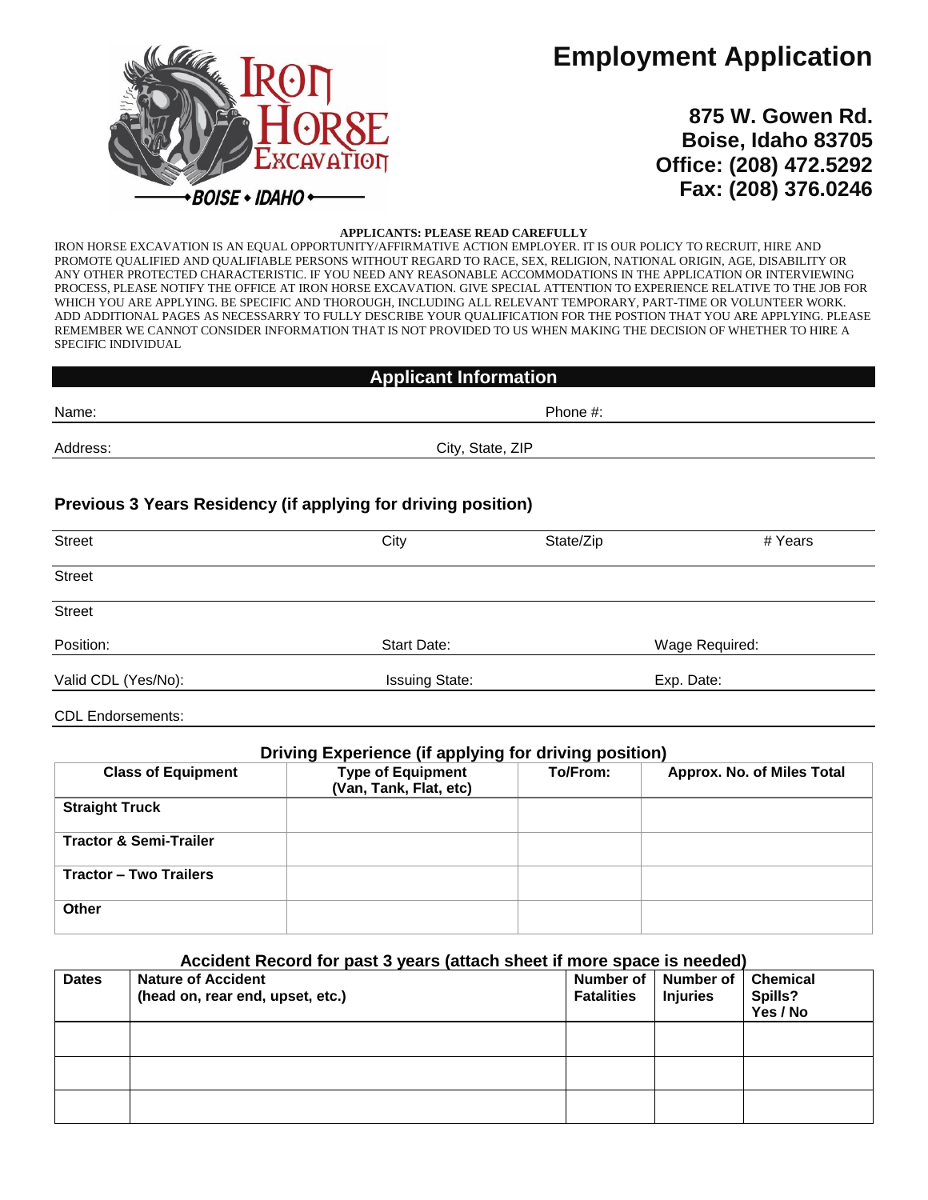# Employment Application

**875 W. Gowen Rd.**
**Boise, Idaho 83705**
**Office: (208) 472.5292**
**Fax: (208) 376.0246**

IRON HORSE EXCAVATION
BOISE • IDAHO

**APPLICANTS: PLEASE READ CAREFULLY**

IRON HORSE EXCAVATION IS AN EQUAL OPPORTUNITY/AFFIRMATIVE ACTION EMPLOYER. IT IS OUR POLICY TO RECRUIT, HIRE AND PROMOTE QUALIFIED AND QUALIFIABLE PERSONS WITHOUT REGARD TO RACE, SEX, RELIGION, NATIONAL ORIGIN, AGE, DISABILITY OR ANY OTHER PROTECTED CHARACTERISTIC. IF YOU NEED ANY REASONABLE ACCOMMODATIONS IN THE APPLICATION OR INTERVIEWING PROCESS, PLEASE NOTIFY THE OFFICE AT IRON HORSE EXCAVATION. GIVE SPECIAL ATTENTION TO EXPERIENCE RELATIVE TO THE JOB FOR WHICH YOU ARE APPLYING. BE SPECIFIC AND THOROUGH, INCLUDING ALL RELEVANT TEMPORARY, PART-TIME OR VOLUNTEER WORK. ADD ADDITIONAL PAGES AS NECESSARRY TO FULLY DESCRIBE YOUR QUALIFICATION FOR THE POSTION THAT YOU ARE APPLYING. PLEASE REMEMBER WE CANNOT CONSIDER INFORMATION THAT IS NOT PROVIDED TO US WHEN MAKING THE DECISION OF WHETHER TO HIRE A SPECIFIC INDIVIDUAL

## Applicant Information

Name: ______________________ Phone #: ______________________

Address: ______________________ City, State, ZIP ______________________

### Previous 3 Years Residency (if applying for driving position)

| Street | City | State/Zip | # Years |
|---|---|---|---|
| Street | | | |
| Street | | | |

Position: ______________ Start Date: ______________ Wage Required: ______________

Valid CDL (Yes/No): ______________ Issuing State: ______________ Exp. Date: ______________

CDL Endorsements: ______________________

### Driving Experience (if applying for driving position)

| Class of Equipment | Type of Equipment (Van, Tank, Flat, etc) | To/From: | Approx. No. of Miles Total |
|---|---|---|---|
| **Straight Truck** | | | |
| **Tractor & Semi-Trailer** | | | |
| **Tractor – Two Trailers** | | | |
| **Other** | | | |

### Accident Record for past 3 years (attach sheet if more space is needed)

| Dates | Nature of Accident (head on, rear end, upset, etc.) | Number of Fatalities | Number of Injuries | Chemical Spills? Yes / No |
|---|---|---|---|---|
| | | | | |
| | | | | |
| | | | | |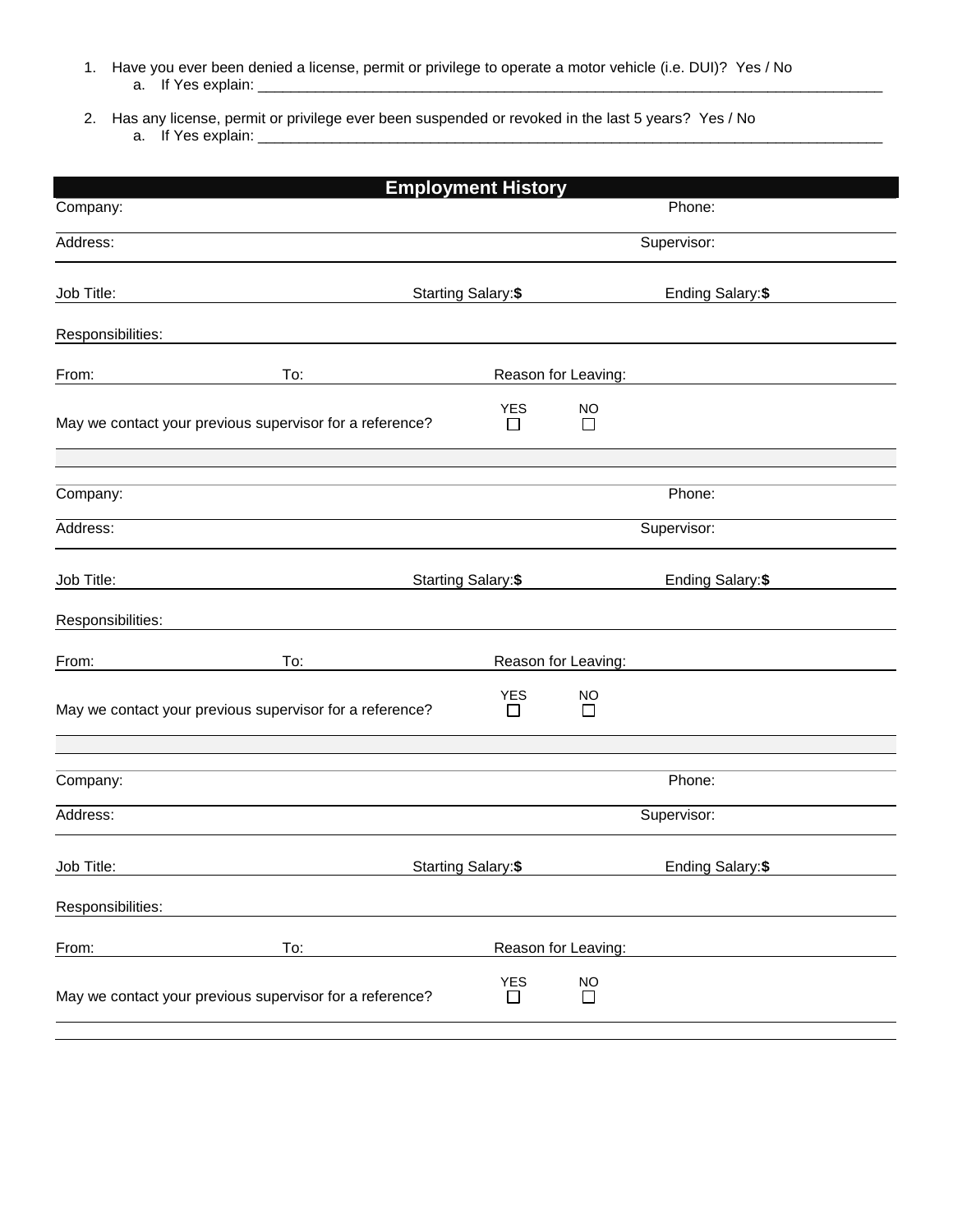1. Have you ever been denied a license, permit or privilege to operate a motor vehicle (i.e. DUI)? Yes / No
   a. If Yes explain: ______________________________________________________________________________

2. Has any license, permit or privilege ever been suspended or revoked in the last 5 years? Yes / No
   a. If Yes explain: ______________________________________________________________________________

## Employment History

Company: Phone:

Address: Supervisor:

Job Title: Starting Salary:**$** Ending Salary:**$**

Responsibilities:

From: To: Reason for Leaving:

May we contact your previous supervisor for a reference? YES ☐ NO ☐

---

Company: Phone:

Address: Supervisor:

Job Title: Starting Salary:**$** Ending Salary:**$**

Responsibilities:

From: To: Reason for Leaving:

May we contact your previous supervisor for a reference? YES ☐ NO ☐

---

Company: Phone:

Address: Supervisor:

Job Title: Starting Salary:**$** Ending Salary:**$**

Responsibilities:

From: To: Reason for Leaving:

May we contact your previous supervisor for a reference? YES ☐ NO ☐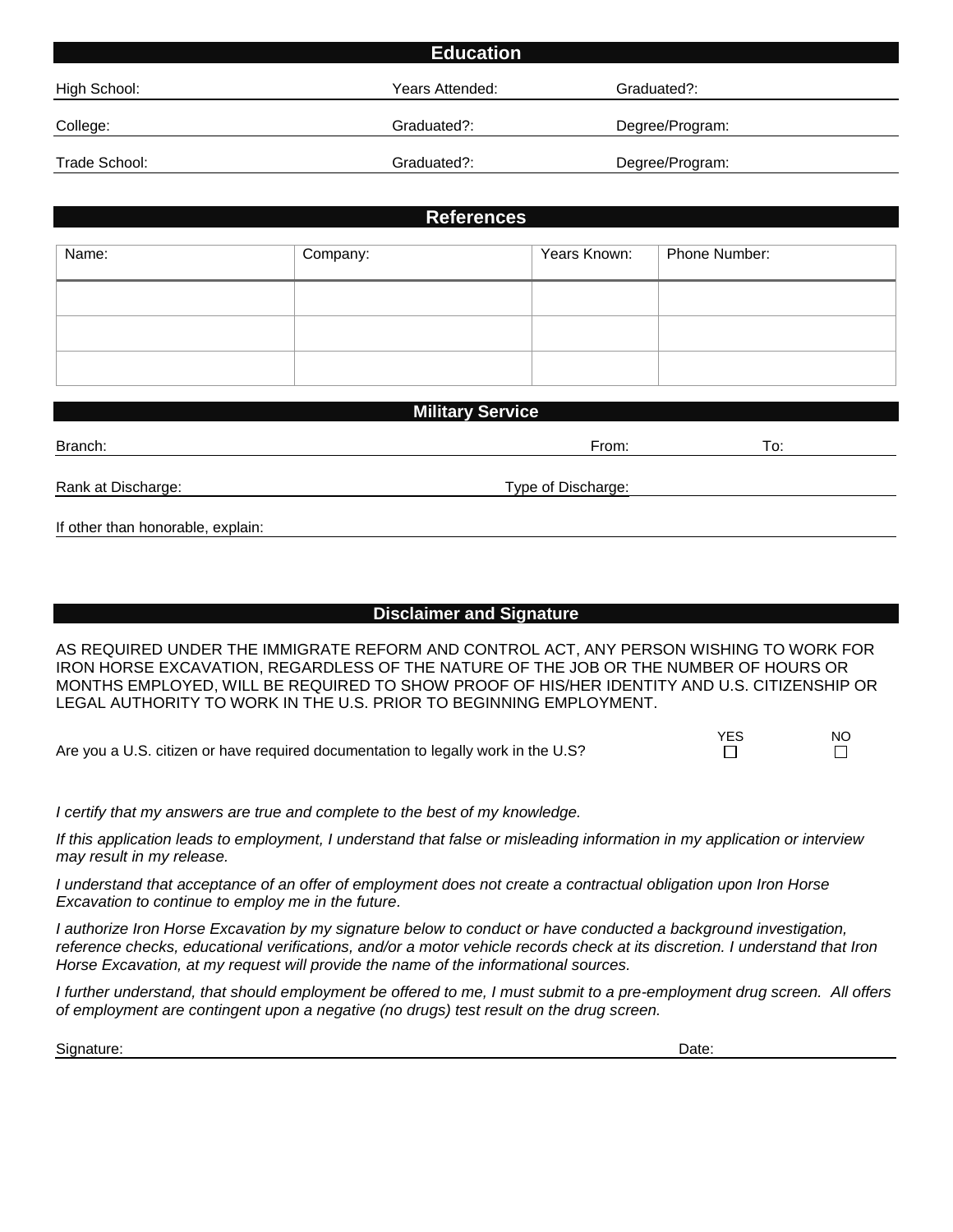## Education

High School: Years Attended: Graduated?:

College: Graduated?: Degree/Program:

Trade School: Graduated?: Degree/Program:

## References

| Name: | Company: | Years Known: | Phone Number: |
|---|---|---|---|
| | | | |
| | | | |
| | | | |

## Military Service

Branch: From: To:

Rank at Discharge: Type of Discharge:

If other than honorable, explain:

## Disclaimer and Signature

AS REQUIRED UNDER THE IMMIGRATE REFORM AND CONTROL ACT, ANY PERSON WISHING TO WORK FOR IRON HORSE EXCAVATION, REGARDLESS OF THE NATURE OF THE JOB OR THE NUMBER OF HOURS OR MONTHS EMPLOYED, WILL BE REQUIRED TO SHOW PROOF OF HIS/HER IDENTITY AND U.S. CITIZENSHIP OR LEGAL AUTHORITY TO WORK IN THE U.S. PRIOR TO BEGINNING EMPLOYMENT.

Are you a U.S. citizen or have required documentation to legally work in the U.S? YES ☐ NO ☐

*I certify that my answers are true and complete to the best of my knowledge.*

*If this application leads to employment, I understand that false or misleading information in my application or interview may result in my release.*

*I understand that acceptance of an offer of employment does not create a contractual obligation upon Iron Horse Excavation to continue to employ me in the future.*

*I authorize Iron Horse Excavation by my signature below to conduct or have conducted a background investigation, reference checks, educational verifications, and/or a motor vehicle records check at its discretion. I understand that Iron Horse Excavation, at my request will provide the name of the informational sources.*

*I further understand, that should employment be offered to me, I must submit to a pre-employment drug screen. All offers of employment are contingent upon a negative (no drugs) test result on the drug screen.*

Signature: Date: